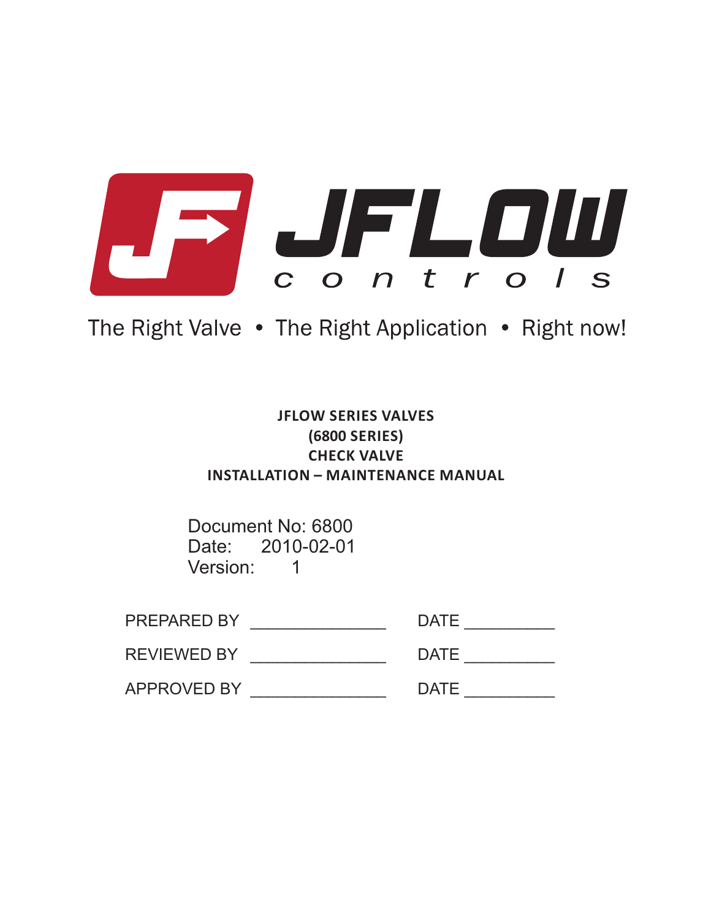JFLOW controls

The Right Valve • The Right Application • Right now!

**JFLOW SERIES VALVES**
**(6800 SERIES)**
**CHECK VALVE**
**INSTALLATION – MAINTENANCE MANUAL**

Document No: 6800
Date: 2010-02-01
Version: 1

PREPARED BY _______________ DATE __________

REVIEWED BY _______________ DATE __________

APPROVED BY _______________ DATE __________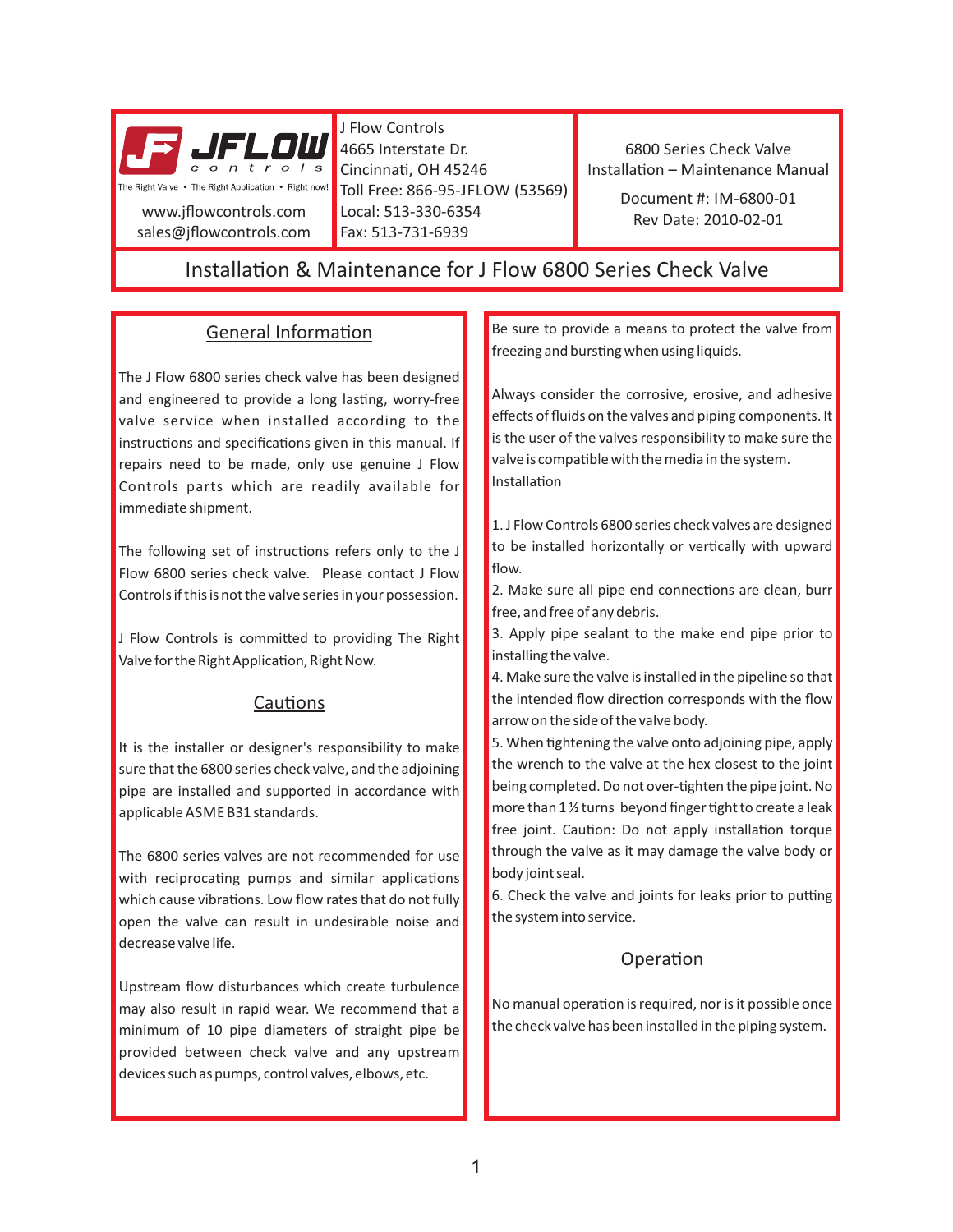J Flow Controls
4665 Interstate Dr.
Cincinnati, OH 45246
Toll Free: 866-95-JFLOW (53569)
Local: 513-330-6354
Fax: 513-731-6939

JFLOW controls
The Right Valve • The Right Application • Right now!
www.jflowcontrols.com
sales@jflowcontrols.com

6800 Series Check Valve
Installation – Maintenance Manual

Document #: IM-6800-01
Rev Date: 2010-02-01

# Installation & Maintenance for J Flow 6800 Series Check Valve

## General Information

The J Flow 6800 series check valve has been designed and engineered to provide a long lasting, worry-free valve service when installed according to the instructions and specifications given in this manual. If repairs need to be made, only use genuine J Flow Controls parts which are readily available for immediate shipment.

The following set of instructions refers only to the J Flow 6800 series check valve. Please contact J Flow Controls if this is not the valve series in your possession.

J Flow Controls is committed to providing The Right Valve for the Right Application, Right Now.

## Cautions

It is the installer or designer's responsibility to make sure that the 6800 series check valve, and the adjoining pipe are installed and supported in accordance with applicable ASME B31 standards.

The 6800 series valves are not recommended for use with reciprocating pumps and similar applications which cause vibrations. Low flow rates that do not fully open the valve can result in undesirable noise and decrease valve life.

Upstream flow disturbances which create turbulence may also result in rapid wear. We recommend that a minimum of 10 pipe diameters of straight pipe be provided between check valve and any upstream devices such as pumps, control valves, elbows, etc.

Be sure to provide a means to protect the valve from freezing and bursting when using liquids.

Always consider the corrosive, erosive, and adhesive effects of fluids on the valves and piping components. It is the user of the valves responsibility to make sure the valve is compatible with the media in the system.

## Installation

1. J Flow Controls 6800 series check valves are designed to be installed horizontally or vertically with upward flow.
2. Make sure all pipe end connections are clean, burr free, and free of any debris.
3. Apply pipe sealant to the make end pipe prior to installing the valve.
4. Make sure the valve is installed in the pipeline so that the intended flow direction corresponds with the flow arrow on the side of the valve body.
5. When tightening the valve onto adjoining pipe, apply the wrench to the valve at the hex closest to the joint being completed. Do not over-tighten the pipe joint. No more than 1 ½ turns beyond finger tight to create a leak free joint. Caution: Do not apply installation torque through the valve as it may damage the valve body or body joint seal.
6. Check the valve and joints for leaks prior to putting the system into service.

## Operation

No manual operation is required, nor is it possible once the check valve has been installed in the piping system.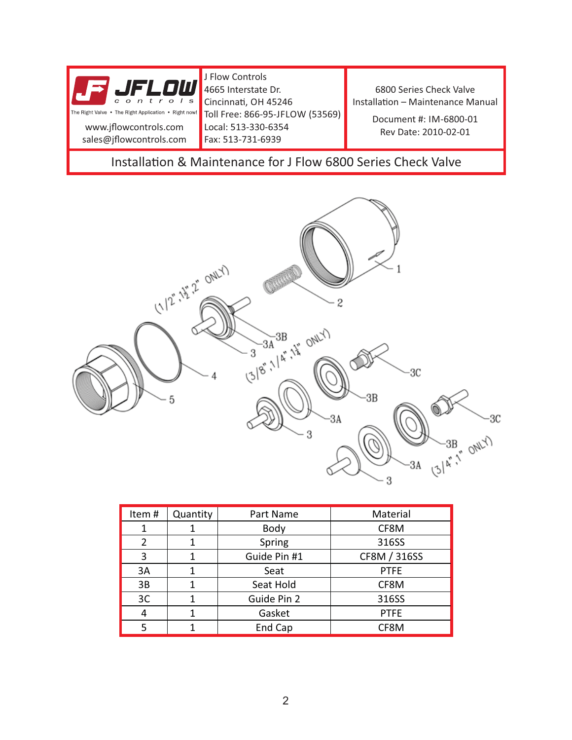J Flow Controls
4665 Interstate Dr.
Cincinnati, OH 45246
Toll Free: 866-95-JFLOW (53569)
Local: 513-330-6354
Fax: 513-731-6939

www.jflowcontrols.com
sales@jflowcontrols.com

The Right Valve • The Right Application • Right now!

6800 Series Check Valve
Installation – Maintenance Manual

Document #: IM-6800-01
Rev Date: 2010-02-01

# Installation & Maintenance for J Flow 6800 Series Check Valve

(1/2", 1½", 2" ONLY)

(3/8", 1/4", 1¼" ONLY)

(3/4", 1" ONLY)

1
2
3
3A
3B
3C
4
5

| Item # | Quantity | Part Name | Material |
|---|---|---|---|
| 1 | 1 | Body | CF8M |
| 2 | 1 | Spring | 316SS |
| 3 | 1 | Guide Pin #1 | CF8M / 316SS |
| 3A | 1 | Seat | PTFE |
| 3B | 1 | Seat Hold | CF8M |
| 3C | 1 | Guide Pin 2 | 316SS |
| 4 | 1 | Gasket | PTFE |
| 5 | 1 | End Cap | CF8M |